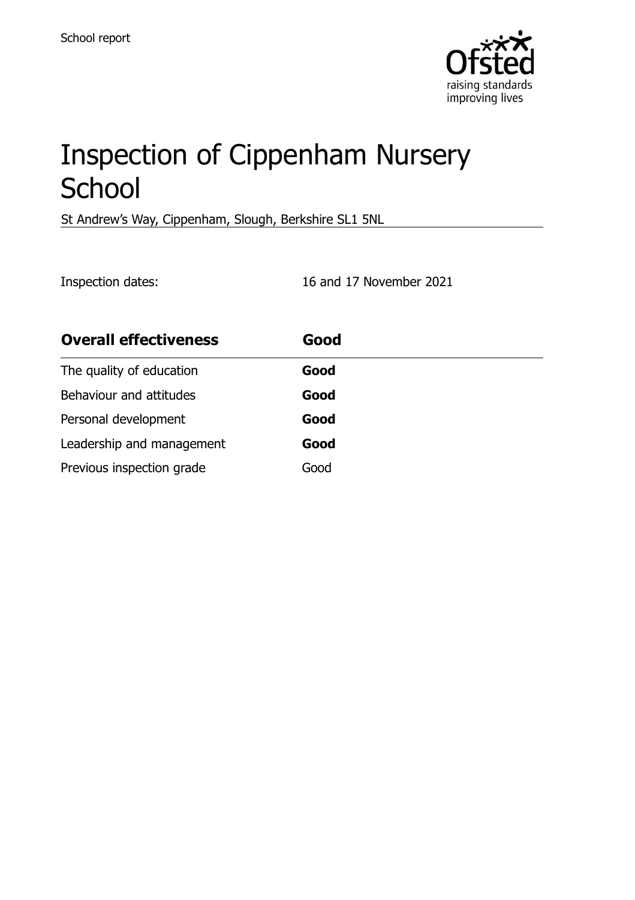School report

# Inspection of Cippenham Nursery School

St Andrew's Way, Cippenham, Slough, Berkshire SL1 5NL

Inspection dates: 16 and 17 November 2021

| Overall effectiveness | Good |
| --- | --- |
| The quality of education | **Good** |
| Behaviour and attitudes | **Good** |
| Personal development | **Good** |
| Leadership and management | **Good** |
| Previous inspection grade | Good |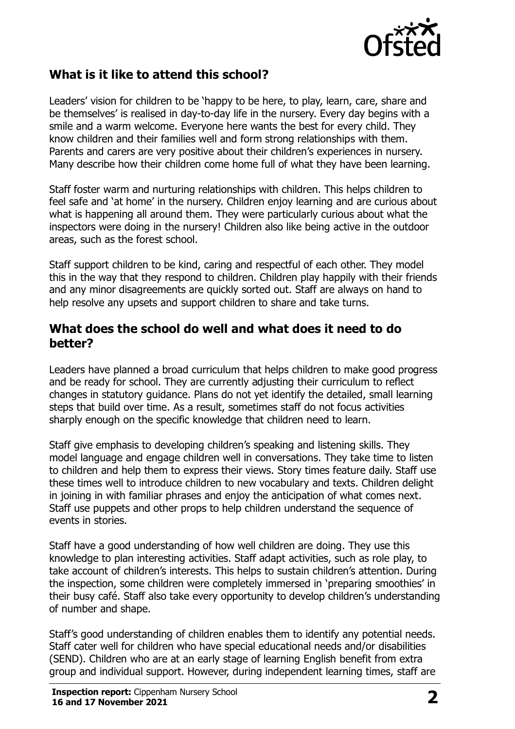## What is it like to attend this school?

Leaders' vision for children to be 'happy to be here, to play, learn, care, share and be themselves' is realised in day-to-day life in the nursery. Every day begins with a smile and a warm welcome. Everyone here wants the best for every child. They know children and their families well and form strong relationships with them. Parents and carers are very positive about their children's experiences in nursery. Many describe how their children come home full of what they have been learning.

Staff foster warm and nurturing relationships with children. This helps children to feel safe and 'at home' in the nursery. Children enjoy learning and are curious about what is happening all around them. They were particularly curious about what the inspectors were doing in the nursery! Children also like being active in the outdoor areas, such as the forest school.

Staff support children to be kind, caring and respectful of each other. They model this in the way that they respond to children. Children play happily with their friends and any minor disagreements are quickly sorted out. Staff are always on hand to help resolve any upsets and support children to share and take turns.

## What does the school do well and what does it need to do better?

Leaders have planned a broad curriculum that helps children to make good progress and be ready for school. They are currently adjusting their curriculum to reflect changes in statutory guidance. Plans do not yet identify the detailed, small learning steps that build over time. As a result, sometimes staff do not focus activities sharply enough on the specific knowledge that children need to learn.

Staff give emphasis to developing children's speaking and listening skills. They model language and engage children well in conversations. They take time to listen to children and help them to express their views. Story times feature daily. Staff use these times well to introduce children to new vocabulary and texts. Children delight in joining in with familiar phrases and enjoy the anticipation of what comes next. Staff use puppets and other props to help children understand the sequence of events in stories.

Staff have a good understanding of how well children are doing. They use this knowledge to plan interesting activities. Staff adapt activities, such as role play, to take account of children's interests. This helps to sustain children's attention. During the inspection, some children were completely immersed in 'preparing smoothies' in their busy café. Staff also take every opportunity to develop children's understanding of number and shape.

Staff's good understanding of children enables them to identify any potential needs. Staff cater well for children who have special educational needs and/or disabilities (SEND). Children who are at an early stage of learning English benefit from extra group and individual support. However, during independent learning times, staff are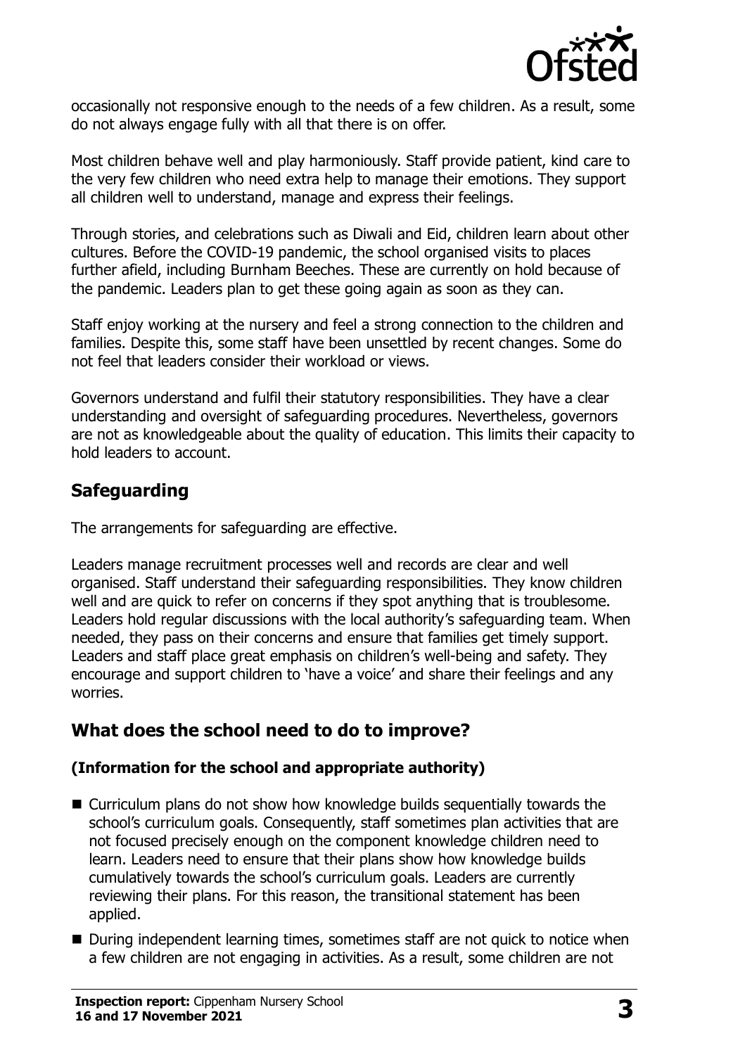occasionally not responsive enough to the needs of a few children. As a result, some do not always engage fully with all that there is on offer.

Most children behave well and play harmoniously. Staff provide patient, kind care to the very few children who need extra help to manage their emotions. They support all children well to understand, manage and express their feelings.

Through stories, and celebrations such as Diwali and Eid, children learn about other cultures. Before the COVID-19 pandemic, the school organised visits to places further afield, including Burnham Beeches. These are currently on hold because of the pandemic. Leaders plan to get these going again as soon as they can.

Staff enjoy working at the nursery and feel a strong connection to the children and families. Despite this, some staff have been unsettled by recent changes. Some do not feel that leaders consider their workload or views.

Governors understand and fulfil their statutory responsibilities. They have a clear understanding and oversight of safeguarding procedures. Nevertheless, governors are not as knowledgeable about the quality of education. This limits their capacity to hold leaders to account.

## Safeguarding

The arrangements for safeguarding are effective.

Leaders manage recruitment processes well and records are clear and well organised. Staff understand their safeguarding responsibilities. They know children well and are quick to refer on concerns if they spot anything that is troublesome. Leaders hold regular discussions with the local authority's safeguarding team. When needed, they pass on their concerns and ensure that families get timely support. Leaders and staff place great emphasis on children's well-being and safety. They encourage and support children to 'have a voice' and share their feelings and any worries.

## What does the school need to do to improve?

### (Information for the school and appropriate authority)

- Curriculum plans do not show how knowledge builds sequentially towards the school's curriculum goals. Consequently, staff sometimes plan activities that are not focused precisely enough on the component knowledge children need to learn. Leaders need to ensure that their plans show how knowledge builds cumulatively towards the school's curriculum goals. Leaders are currently reviewing their plans. For this reason, the transitional statement has been applied.
- During independent learning times, sometimes staff are not quick to notice when a few children are not engaging in activities. As a result, some children are not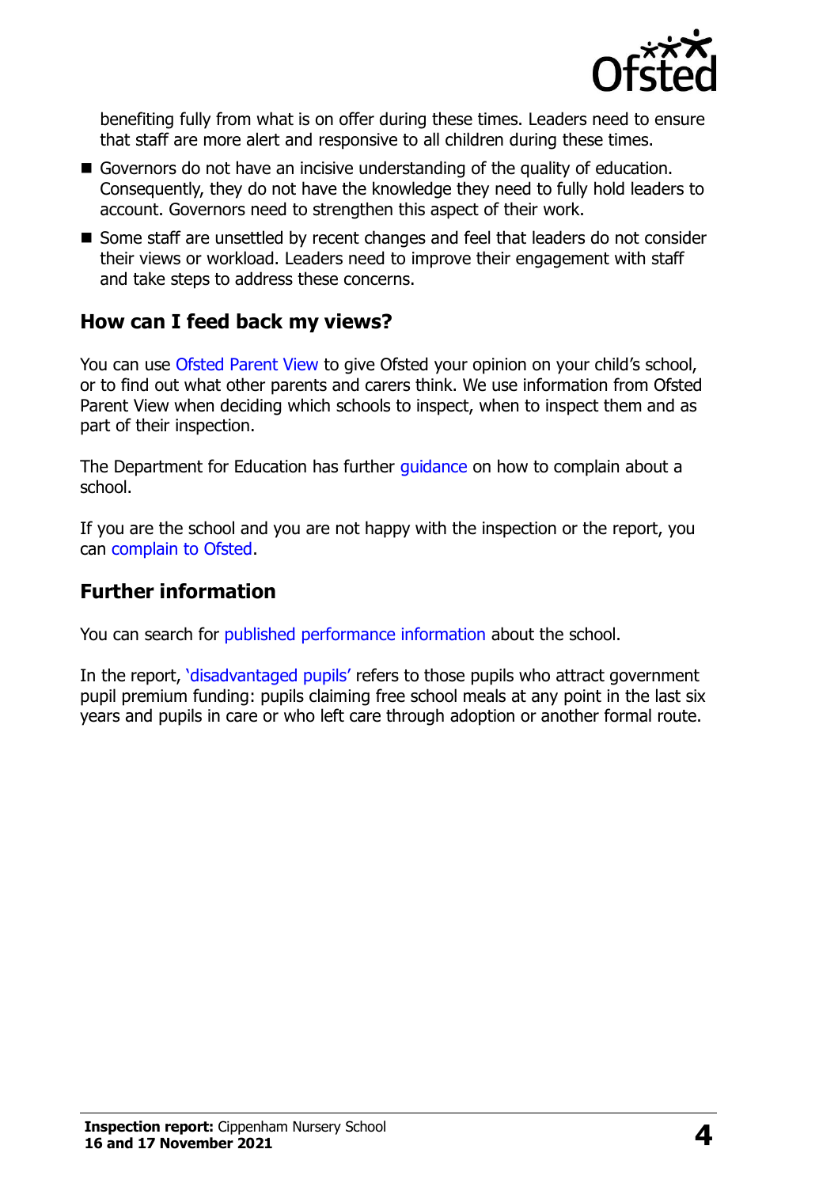benefiting fully from what is on offer during these times. Leaders need to ensure that staff are more alert and responsive to all children during these times.

- Governors do not have an incisive understanding of the quality of education. Consequently, they do not have the knowledge they need to fully hold leaders to account. Governors need to strengthen this aspect of their work.
- Some staff are unsettled by recent changes and feel that leaders do not consider their views or workload. Leaders need to improve their engagement with staff and take steps to address these concerns.

## How can I feed back my views?

You can use Ofsted Parent View to give Ofsted your opinion on your child's school, or to find out what other parents and carers think. We use information from Ofsted Parent View when deciding which schools to inspect, when to inspect them and as part of their inspection.

The Department for Education has further guidance on how to complain about a school.

If you are the school and you are not happy with the inspection or the report, you can complain to Ofsted.

## Further information

You can search for published performance information about the school.

In the report, 'disadvantaged pupils' refers to those pupils who attract government pupil premium funding: pupils claiming free school meals at any point in the last six years and pupils in care or who left care through adoption or another formal route.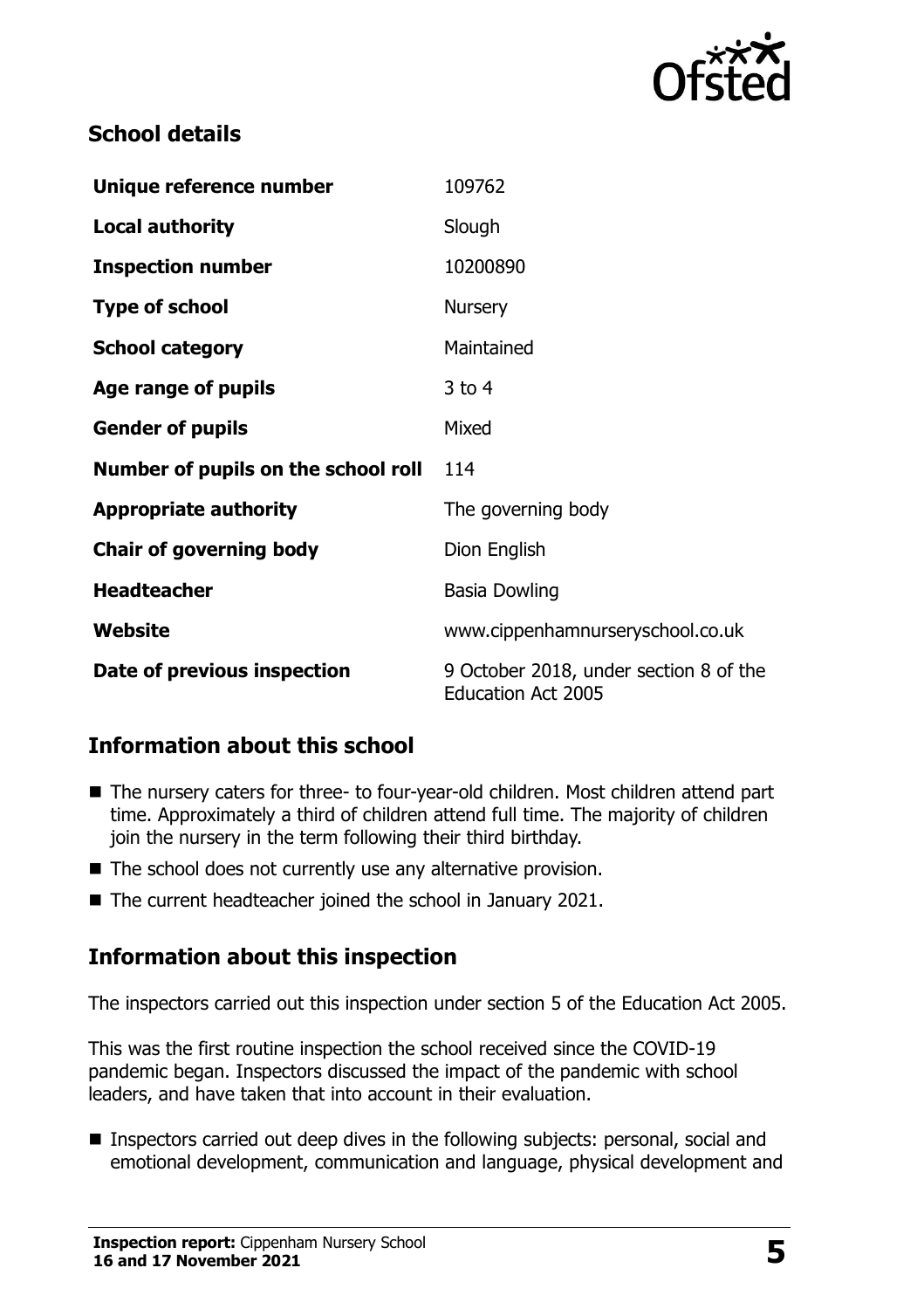## School details

| | |
|---|---|
| **Unique reference number** | 109762 |
| **Local authority** | Slough |
| **Inspection number** | 10200890 |
| **Type of school** | Nursery |
| **School category** | Maintained |
| **Age range of pupils** | 3 to 4 |
| **Gender of pupils** | Mixed |
| **Number of pupils on the school roll** | 114 |
| **Appropriate authority** | The governing body |
| **Chair of governing body** | Dion English |
| **Headteacher** | Basia Dowling |
| **Website** | www.cippenhamnurseryschool.co.uk |
| **Date of previous inspection** | 9 October 2018, under section 8 of the Education Act 2005 |

## Information about this school

- The nursery caters for three- to four-year-old children. Most children attend part time. Approximately a third of children attend full time. The majority of children join the nursery in the term following their third birthday.
- The school does not currently use any alternative provision.
- The current headteacher joined the school in January 2021.

## Information about this inspection

The inspectors carried out this inspection under section 5 of the Education Act 2005.

This was the first routine inspection the school received since the COVID-19 pandemic began. Inspectors discussed the impact of the pandemic with school leaders, and have taken that into account in their evaluation.

- Inspectors carried out deep dives in the following subjects: personal, social and emotional development, communication and language, physical development and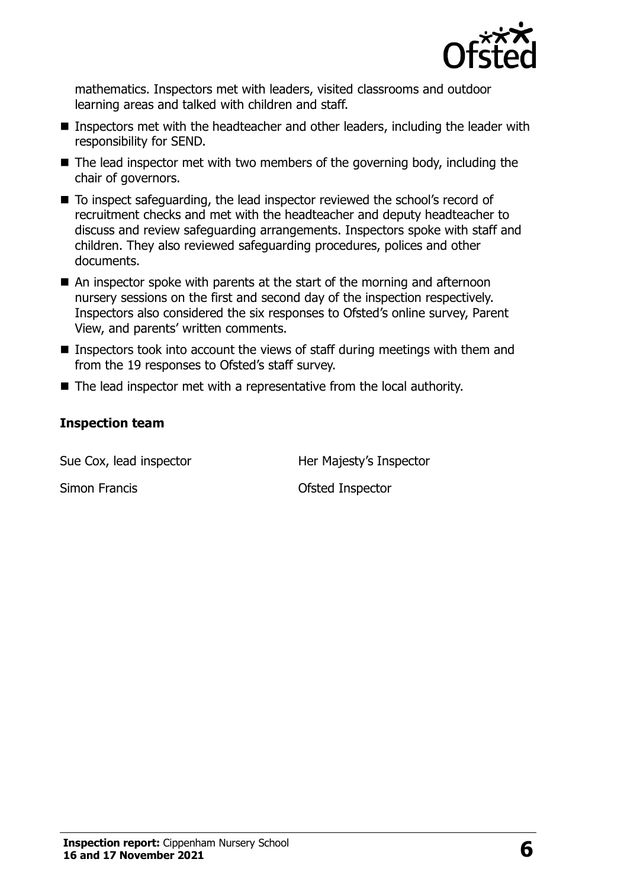mathematics. Inspectors met with leaders, visited classrooms and outdoor learning areas and talked with children and staff.

- Inspectors met with the headteacher and other leaders, including the leader with responsibility for SEND.
- The lead inspector met with two members of the governing body, including the chair of governors.
- To inspect safeguarding, the lead inspector reviewed the school's record of recruitment checks and met with the headteacher and deputy headteacher to discuss and review safeguarding arrangements. Inspectors spoke with staff and children. They also reviewed safeguarding procedures, polices and other documents.
- An inspector spoke with parents at the start of the morning and afternoon nursery sessions on the first and second day of the inspection respectively. Inspectors also considered the six responses to Ofsted's online survey, Parent View, and parents' written comments.
- Inspectors took into account the views of staff during meetings with them and from the 19 responses to Ofsted's staff survey.
- The lead inspector met with a representative from the local authority.

### Inspection team

| | |
|---|---|
| Sue Cox, lead inspector | Her Majesty's Inspector |
| Simon Francis | Ofsted Inspector |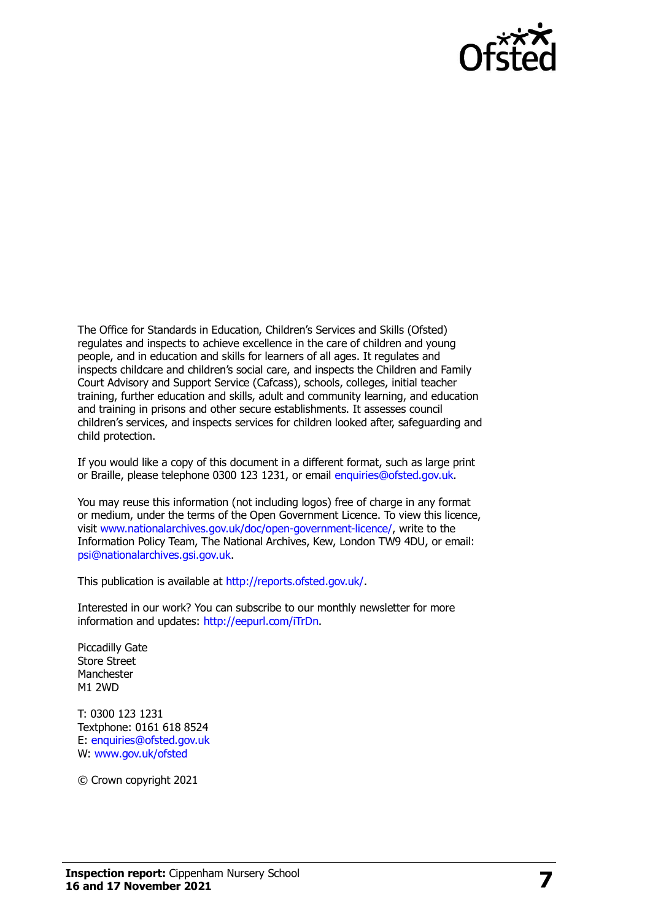The Office for Standards in Education, Children's Services and Skills (Ofsted) regulates and inspects to achieve excellence in the care of children and young people, and in education and skills for learners of all ages. It regulates and inspects childcare and children's social care, and inspects the Children and Family Court Advisory and Support Service (Cafcass), schools, colleges, initial teacher training, further education and skills, adult and community learning, and education and training in prisons and other secure establishments. It assesses council children's services, and inspects services for children looked after, safeguarding and child protection.

If you would like a copy of this document in a different format, such as large print or Braille, please telephone 0300 123 1231, or email enquiries@ofsted.gov.uk.

You may reuse this information (not including logos) free of charge in any format or medium, under the terms of the Open Government Licence. To view this licence, visit www.nationalarchives.gov.uk/doc/open-government-licence/, write to the Information Policy Team, The National Archives, Kew, London TW9 4DU, or email: psi@nationalarchives.gsi.gov.uk.

This publication is available at http://reports.ofsted.gov.uk/.

Interested in our work? You can subscribe to our monthly newsletter for more information and updates: http://eepurl.com/iTrDn.

Piccadilly Gate
Store Street
Manchester
M1 2WD

T: 0300 123 1231
Textphone: 0161 618 8524
E: enquiries@ofsted.gov.uk
W: www.gov.uk/ofsted

© Crown copyright 2021